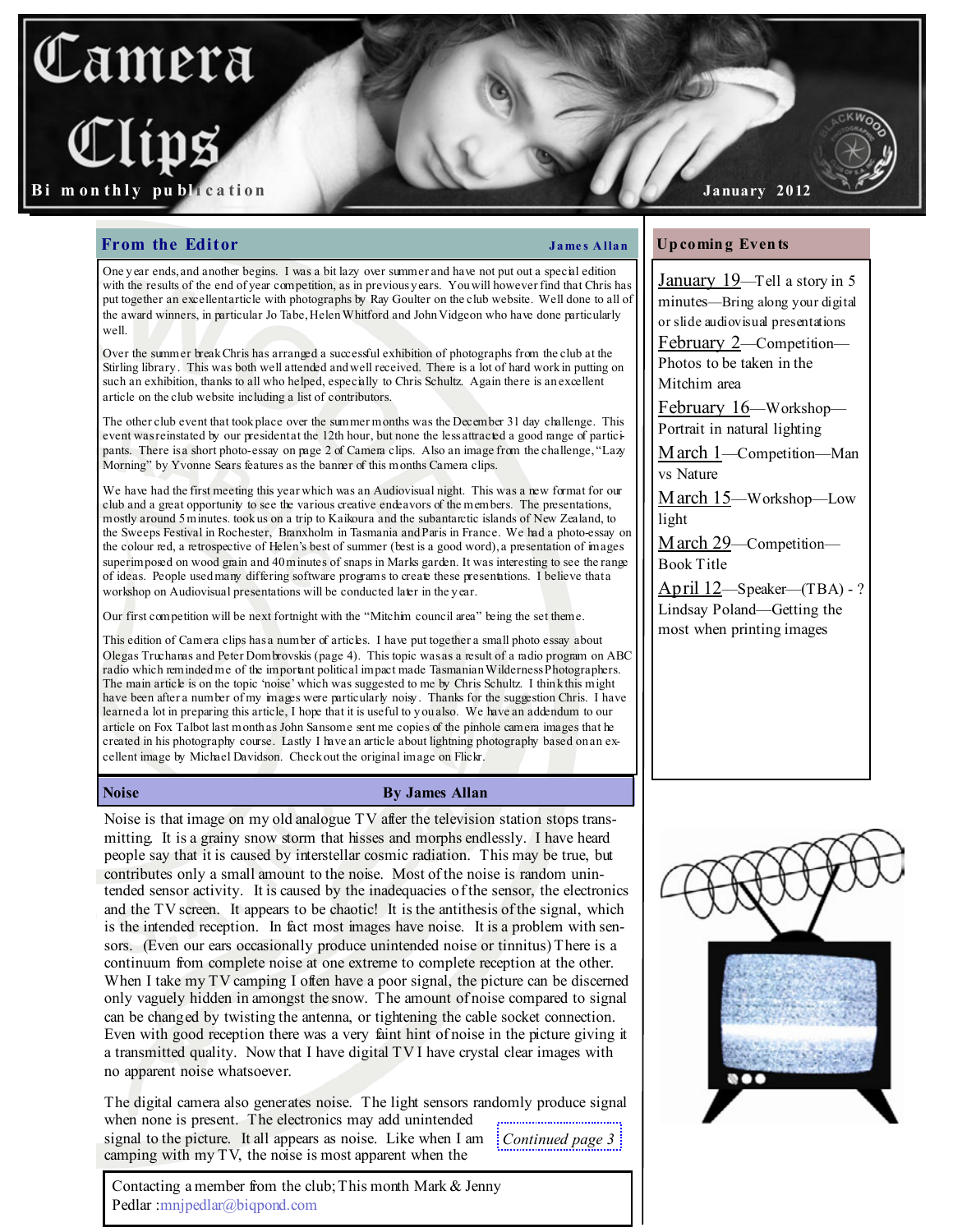# Camera Clips

Bi monthly publication

January 2012

## From the Editor

**James Allan**

One year ends, and another begins. I was a bit lazy over summer and have not put out a special edition with the results of the end of year competition, as in previous years. You will however find that Chris has put together an excellent article with photographs by Ray Goulter on the club website. Well done to all of the award winners, in particular Jo Tabe, Helen Whitford and John Vidgeon who have done particularly well.

Over the summer break Chris has arranged a successful exhibition of photographs from the club at the Stirling library. This was both well attended and well received. There is a lot of hard work in putting on such an exhibition, thanks to all who helped, especially to Chris Schultz. Again there is an excellent article on the club website including a list of contributors.

The other club event that took place over the summer months was the December 31 day challenge. This event was reinstated by our president at the 12th hour, but none the less attracted a good range of participants. There is a short photo-essay on page 2 of Camera clips. Also an image from the challenge, "Lazy Morning" by Yvonne Sears features as the banner of this months Camera clips.

We have had the first meeting this year which was an Audiovisual night. This was a new format for our club and a great opportunity to see the various creative endeavors of the members. The presentations, mostly around 5 minutes. took us on a trip to Kaikoura and the subantarctic islands of New Zealand, to the Sweeps Festival in Rochester, Branxholm in Tasmania and Paris in France. We had a photo-essay on the colour red, a retrospective of Helen's best of summer (best is a good word), a presentation of images superimposed on wood grain and 40 minutes of snaps in Marks garden. It was interesting to see the range of ideas. People used many differing software programs to create these presentations. I believe that a workshop on Audiovisual presentations will be conducted later in the year.

Our first competition will be next fortnight with the "Mitchim council area" being the set theme.

This edition of Camera clips has a number of articles. I have put together a small photo essay about Olegas Truchanas and Peter Dombrovskis (page 4). This topic was as a result of a radio program on ABC radio which reminded me of the important political impact made Tasmanian Wilderness Photographers. The main article is on the topic 'noise' which was suggested to me by Chris Schultz. I think this might have been after a number of my images were particularly noisy. Thanks for the suggestion Chris. I have learned a lot in preparing this article, I hope that it is useful to you also. We have an addendum to our article on Fox Talbot last month as John Sansome sent me copies of the pinhole camera images that he created in his photography course. Lastly I have an article about lightning photography based on an excellent image by Michael Davidson. Check out the original image on Flickr.

## Noise

**By James Allan**

Noise is that image on my old analogue TV after the television station stops transmitting. It is a grainy snow storm that hisses and morphs endlessly. I have heard people say that it is caused by interstellar cosmic radiation. This may be true, but contributes only a small amount to the noise. Most of the noise is random unintended sensor activity. It is caused by the inadequacies of the sensor, the electronics and the TV screen. It appears to be chaotic! It is the antithesis of the signal, which is the intended reception. In fact most images have noise. It is a problem with sensors. (Even our ears occasionally produce unintended noise or tinnitus) There is a continuum from complete noise at one extreme to complete reception at the other. When I take my TV camping I often have a poor signal, the picture can be discerned only vaguely hidden in amongst the snow. The amount of noise compared to signal can be changed by twisting the antenna, or tightening the cable socket connection. Even with good reception there was a very faint hint of noise in the picture giving it a transmitted quality. Now that I have digital TV I have crystal clear images with no apparent noise whatsoever.

The digital camera also generates noise. The light sensors randomly produce signal when none is present. The electronics may add unintended signal to the picture. It all appears as noise. Like when I am camping with my TV, the noise is most apparent when the

*Continued page 3*

Contacting a member from the club; This month Mark & Jenny Pedlar :mnjpedlar@biqpond.com

## Upcoming Events

- January 19—Tell a story in 5 minutes—Bring along your digital or slide audiovisual presentations
- February 2—Competition—Photos to be taken in the Mitchim area
- February 16—Workshop—Portrait in natural lighting
- March 1—Competition—Man vs Nature
- March 15—Workshop—Low light
- March 29—Competition—Book Title
- April 12—Speaker—(TBA) - ? Lindsay Poland—Getting the most when printing images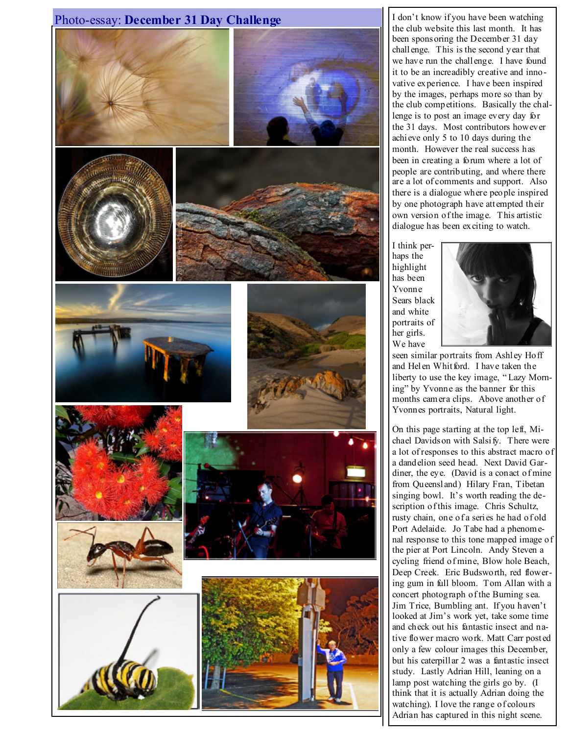## Photo-essay: **December 31 Day Challenge**

I don't know if you have been watching the club website this last month. It has been sponsoring the December 31 day challenge. This is the second year that we have run the challenge. I have found it to be an increadibly creative and innovative experience. I have been inspired by the images, perhaps more so than by the club competitions. Basically the challenge is to post an image every day for the 31 days. Most contributors however achieve only 5 to 10 days during the month. However the real success has been in creating a forum where a lot of people are contributing, and where there are a lot of comments and support. Also there is a dialogue where people inspired by one photograph have attempted their own version of the image. This artistic dialogue has been exciting to watch.

I think perhaps the highlight has been Yvonne Sears black and white portraits of her girls. We have seen similar portraits from Ashley Hoff and Helen Whitford. I have taken the liberty to use the key image, "Lazy Morning" by Yvonne as the banner for this months camera clips. Above another of Yvonnes portraits, Natural light.

On this page starting at the top left, Michael Davidson with Salsify. There were a lot of responses to this abstract macro of a dandelion seed head. Next David Gardiner, the eye. (David is a conact of mine from Queensland) Hilary Fran, Tibetan singing bowl. It's worth reading the description of this image. Chris Schultz, rusty chain, one of a series he had of old Port Adelaide. Jo Tabe had a phenomenal response to this tone mapped image of the pier at Port Lincoln. Andy Steven a cycling friend of mine, Blow hole Beach, Deep Creek. Eric Budsworth, red flowering gum in full bloom. Tom Allan with a concert photograph of the Burning sea. Jim Trice, Bumbling ant. If you haven't looked at Jim's work yet, take some time and check out his fantastic insect and native flower macro work. Matt Carr posted only a few colour images this December, but his caterpillar 2 was a fantastic insect study. Lastly Adrian Hill, leaning on a lamp post watching the girls go by. (I think that it is actually Adrian doing the watching). I love the range of colours Adrian has captured in this night scene.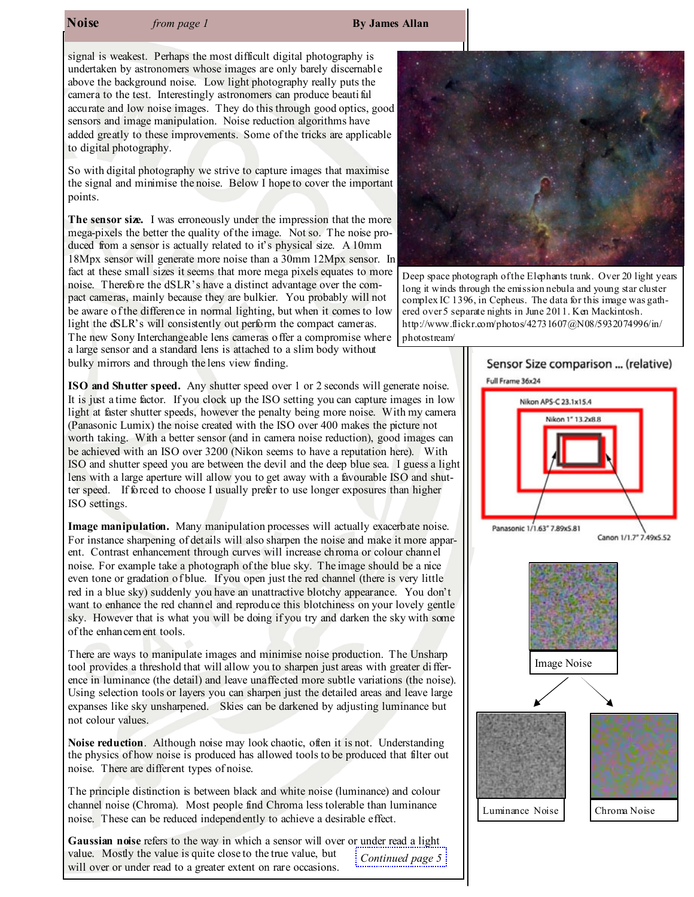## Noise *from page 1* By James Allan

signal is weakest. Perhaps the most difficult digital photography is undertaken by astronomers whose images are only barely discernable above the background noise. Low light photography really puts the camera to the test. Interestingly astronomers can produce beautiful accurate and low noise images. They do this through good optics, good sensors and image manipulation. Noise reduction algorithms have added greatly to these improvements. Some of the tricks are applicable to digital photography.

So with digital photography we strive to capture images that maximise the signal and minimise the noise. Below I hope to cover the important points.

**The sensor size.** I was erroneously under the impression that the more mega-pixels the better the quality of the image. Not so. The noise produced from a sensor is actually related to it's physical size. A 10mm 18Mpx sensor will generate more noise than a 30mm 12Mpx sensor. In fact at these small sizes it seems that more mega pixels equates to more noise. Therefore the dSLR's have a distinct advantage over the compact cameras, mainly because they are bulkier. You probably will not be aware of the difference in normal lighting, but when it comes to low light the dSLR's will consistently out perform the compact cameras. The new Sony Interchangeable lens cameras offer a compromise where a large sensor and a standard lens is attached to a slim body without bulky mirrors and through the lens view finding.

Deep space photograph of the Elephants trunk. Over 20 light years long it winds through the emission nebula and young star cluster complex IC 1396, in Cepheus. The data for this image was gathered over 5 separate nights in June 2011. Ken Mackintosh. http://www.flickr.com/photos/42731607@N08/5932074996/in/photostream/

Sensor Size comparison ... (relative)

Full Frame 36x24

Nikon APS-C 23.1x15.4

Nikon 1" 13.2x8.8

Panasonic 1/1.63" 7.89x5.81

Canon 1/1.7" 7.49x5.52

**ISO and Shutter speed.** Any shutter speed over 1 or 2 seconds will generate noise. It is just a time factor. If you clock up the ISO setting you can capture images in low light at faster shutter speeds, however the penalty being more noise. With my camera (Panasonic Lumix) the noise created with the ISO over 400 makes the picture not worth taking. With a better sensor (and in camera noise reduction), good images can be achieved with an ISO over 3200 (Nikon seems to have a reputation here). With ISO and shutter speed you are between the devil and the deep blue sea. I guess a light lens with a large aperture will allow you to get away with a favourable ISO and shutter speed. If forced to choose I usually prefer to use longer exposures than higher ISO settings.

**Image manipulation.** Many manipulation processes will actually exacerbate noise. For instance sharpening of details will also sharpen the noise and make it more apparent. Contrast enhancement through curves will increase chroma or colour channel noise. For example take a photograph of the blue sky. The image should be a nice even tone or gradation of blue. If you open just the red channel (there is very little red in a blue sky) suddenly you have an unattractive blotchy appearance. You don't want to enhance the red channel and reproduce this blotchiness on your lovely gentle sky. However that is what you will be doing if you try and darken the sky with some of the enhancement tools.

There are ways to manipulate images and minimise noise production. The Unsharp tool provides a threshold that will allow you to sharpen just areas with greater difference in luminance (the detail) and leave unaffected more subtle variations (the noise). Using selection tools or layers you can sharpen just the detailed areas and leave large expanses like sky unsharpened. Skies can be darkened by adjusting luminance but not colour values.

Image Noise

Luminance Noise

Chroma Noise

**Noise reduction**. Although noise may look chaotic, often it is not. Understanding the physics of how noise is produced has allowed tools to be produced that filter out noise. There are different types of noise.

The principle distinction is between black and white noise (luminance) and colour channel noise (Chroma). Most people find Chroma less tolerable than luminance noise. These can be reduced independently to achieve a desirable effect.

**Gaussian noise** refers to the way in which a sensor will over or under read a light value. Mostly the value is quite close to the true value, but will over or under read to a greater extent on rare occasions.

*Continued page 5*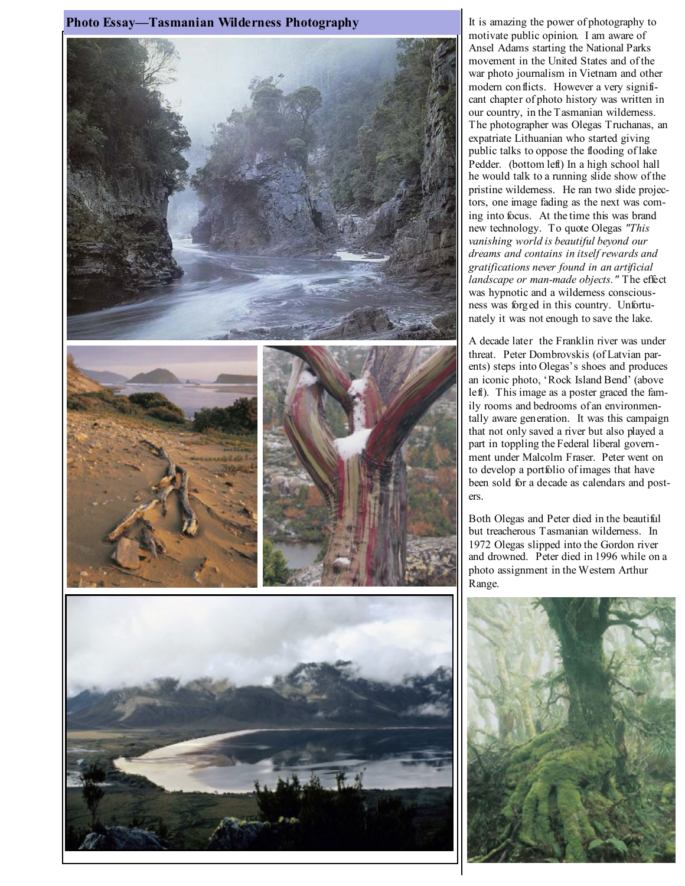# Photo Essay—Tasmanian Wilderness Photography

It is amazing the power of photography to motivate public opinion. I am aware of Ansel Adams starting the National Parks movement in the United States and of the war photo journalism in Vietnam and other modern conflicts. However a very significant chapter of photo history was written in our country, in the Tasmanian wilderness. The photographer was Olegas Truchanas, an expatriate Lithuanian who started giving public talks to oppose the flooding of lake Pedder. (bottom left) In a high school hall he would talk to a running slide show of the pristine wilderness. He ran two slide projectors, one image fading as the next was coming into focus. At the time this was brand new technology. To quote Olegas *"This vanishing world is beautiful beyond our dreams and contains in itself rewards and gratifications never found in an artificial landscape or man-made objects."* The effect was hypnotic and a wilderness consciousness was forged in this country. Unfortunately it was not enough to save the lake.

A decade later the Franklin river was under threat. Peter Dombrovskis (of Latvian parents) steps into Olegas's shoes and produces an iconic photo, 'Rock Island Bend' (above left). This image as a poster graced the family rooms and bedrooms of an environmentally aware generation. It was this campaign that not only saved a river but also played a part in toppling the Federal liberal government under Malcolm Fraser. Peter went on to develop a portfolio of images that have been sold for a decade as calendars and posters.

Both Olegas and Peter died in the beautiful but treacherous Tasmanian wilderness. In 1972 Olegas slipped into the Gordon river and drowned. Peter died in 1996 while on a photo assignment in the Western Arthur Range.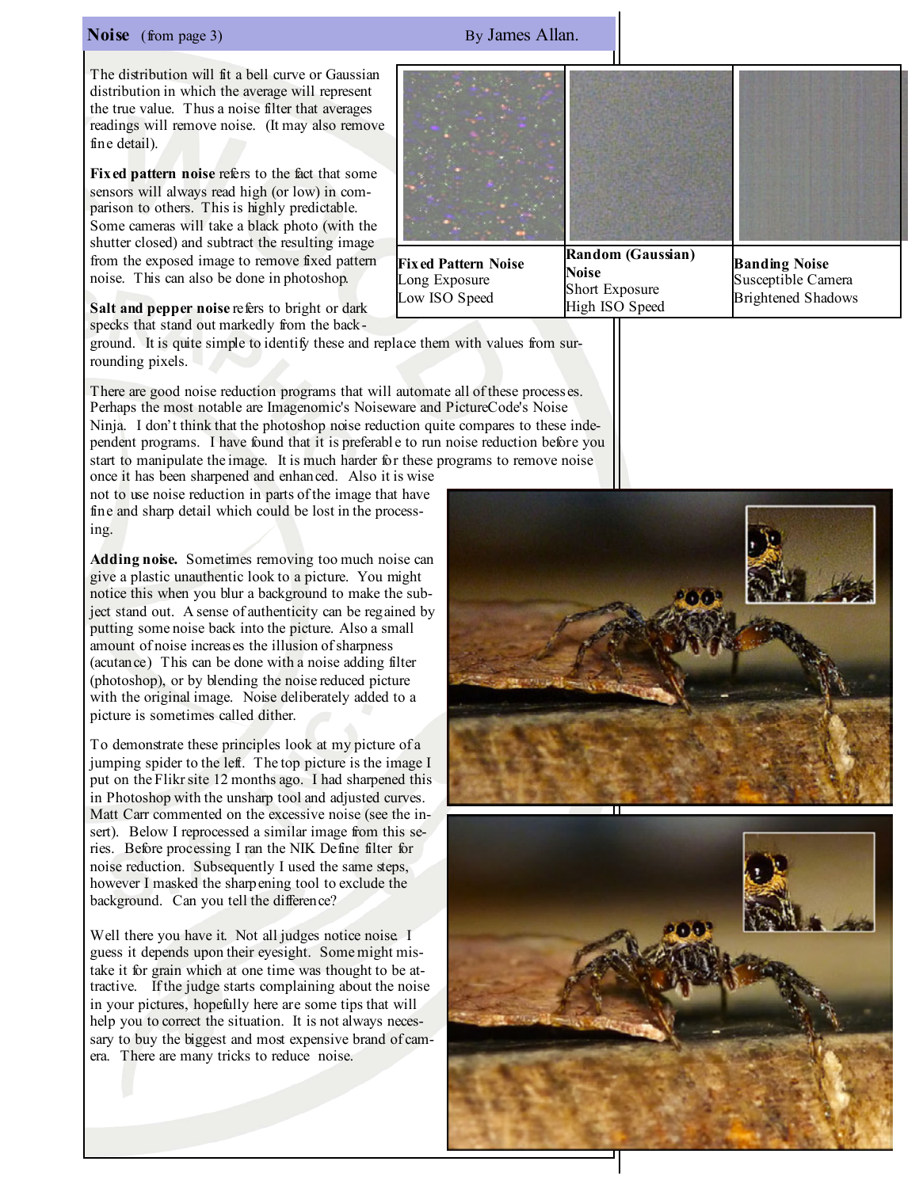## Noise (from page 3) By James Allan.

The distribution will fit a bell curve or Gaussian distribution in which the average will represent the true value. Thus a noise filter that averages readings will remove noise. (It may also remove fine detail).

**Fixed pattern noise** refers to the fact that some sensors will always read high (or low) in comparison to others. This is highly predictable. Some cameras will take a black photo (with the shutter closed) and subtract the resulting image from the exposed image to remove fixed pattern noise. This can also be done in photoshop.

| **Fixed Pattern Noise** Long Exposure Low ISO Speed | **Random (Gaussian) Noise** Short Exposure High ISO Speed | **Banding Noise** Susceptible Camera Brightened Shadows |
|---|---|---|

**Salt and pepper noise** refers to bright or dark specks that stand out markedly from the background. It is quite simple to identify these and replace them with values from surrounding pixels.

There are good noise reduction programs that will automate all of these processes. Perhaps the most notable are Imagenomic's Noiseware and PictureCode's Noise Ninja. I don't think that the photoshop noise reduction quite compares to these independent programs. I have found that it is preferable to run noise reduction before you start to manipulate the image. It is much harder for these programs to remove noise once it has been sharpened and enhanced. Also it is wise not to use noise reduction in parts of the image that have fine and sharp detail which could be lost in the processing.

**Adding noise.** Sometimes removing too much noise can give a plastic unauthentic look to a picture. You might notice this when you blur a background to make the subject stand out. A sense of authenticity can be regained by putting some noise back into the picture. Also a small amount of noise increases the illusion of sharpness (acutance) This can be done with a noise adding filter (photoshop), or by blending the noise reduced picture with the original image. Noise deliberately added to a picture is sometimes called dither.

To demonstrate these principles look at my picture of a jumping spider to the left. The top picture is the image I put on the Flikr site 12 months ago. I had sharpened this in Photoshop with the unsharp tool and adjusted curves. Matt Carr commented on the excessive noise (see the insert). Below I reprocessed a similar image from this series. Before processing I ran the NIK Define filter for noise reduction. Subsequently I used the same steps, however I masked the sharpening tool to exclude the background. Can you tell the difference?

Well there you have it. Not all judges notice noise. I guess it depends upon their eyesight. Some might mistake it for grain which at one time was thought to be attractive. If the judge starts complaining about the noise in your pictures, hopefully here are some tips that will help you to correct the situation. It is not always necessary to buy the biggest and most expensive brand of camera. There are many tricks to reduce noise.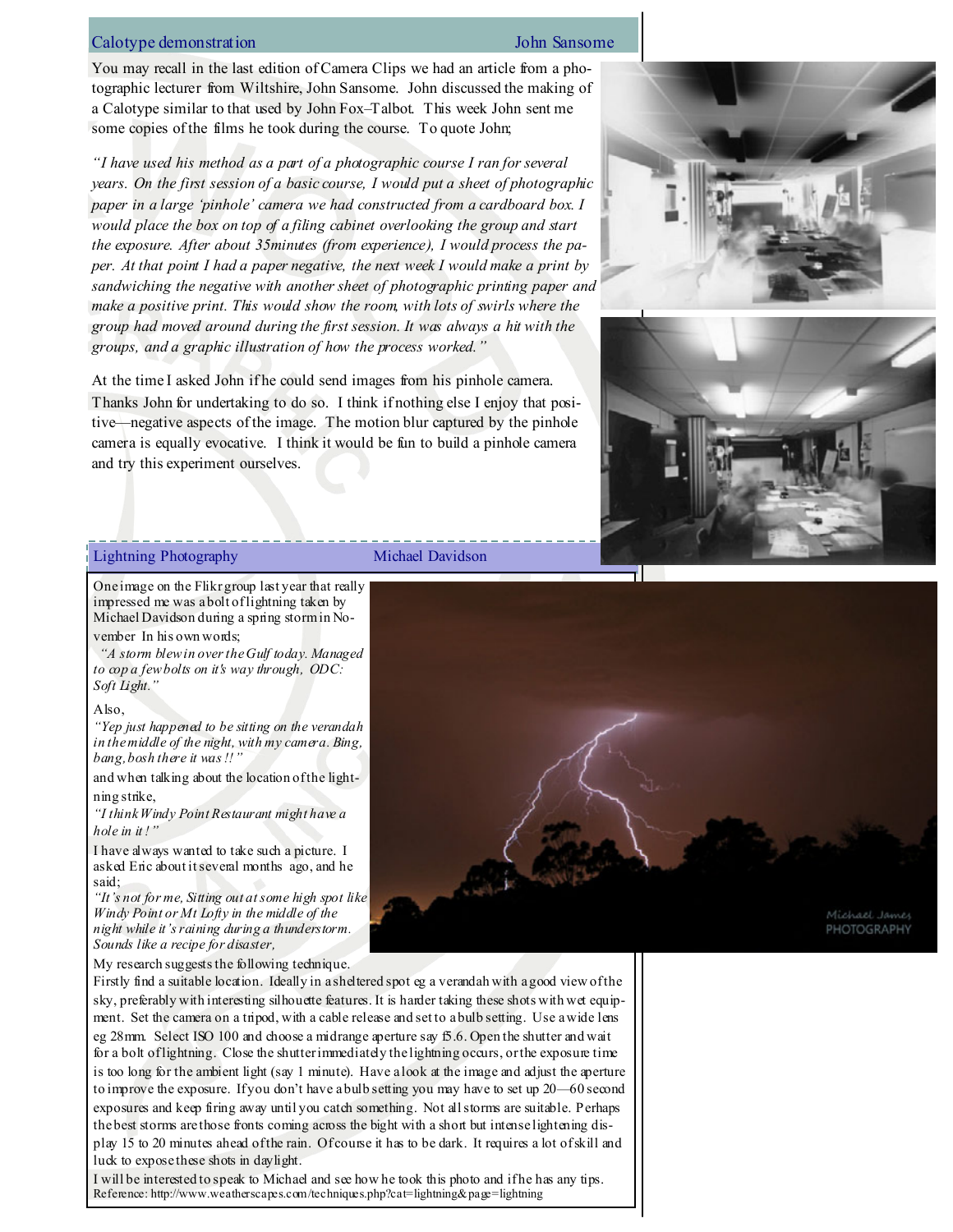## Calotype demonstration — John Sansome

You may recall in the last edition of Camera Clips we had an article from a photographic lecturer from Wiltshire, John Sansome. John discussed the making of a Calotype similar to that used by John Fox–Talbot. This week John sent me some copies of the films he took during the course. To quote John;

*"I have used his method as a part of a photographic course I ran for several years. On the first session of a basic course, I would put a sheet of photographic paper in a large 'pinhole' camera we had constructed from a cardboard box. I would place the box on top of a filing cabinet overlooking the group and start the exposure. After about 35minutes (from experience), I would process the paper. At that point I had a paper negative, the next week I would make a print by sandwiching the negative with another sheet of photographic printing paper and make a positive print. This would show the room, with lots of swirls where the group had moved around during the first session. It was always a hit with the groups, and a graphic illustration of how the process worked."*

At the time I asked John if he could send images from his pinhole camera. Thanks John for undertaking to do so. I think if nothing else I enjoy that positive—negative aspects of the image. The motion blur captured by the pinhole camera is equally evocative. I think it would be fun to build a pinhole camera and try this experiment ourselves.

## Lightning Photography — Michael Davidson

One image on the Flikr group last year that really impressed me was a bolt of lightning taken by Michael Davidson during a spring storm in November In his own words;

*"A storm blew in over the Gulf today. Managed to cop a few bolts on it's way through, ODC: Soft Light."*

Also,

*"Yep just happened to be sitting on the verandah in the middle of the night, with my camera. Bing, bang, bosh there it was !!"*

and when talking about the location of the lightning strike,

*"I think Windy Point Restaurant might have a hole in it !"*

I have always wanted to take such a picture. I asked Eric about it several months ago, and he said;

*"It's not for me, Sitting out at some high spot like Windy Point or Mt Lofty in the middle of the night while it's raining during a thunderstorm. Sounds like a recipe for disaster,*

My research suggests the following technique.

Firstly find a suitable location. Ideally in a sheltered spot eg a verandah with a good view of the sky, preferably with interesting silhouette features. It is harder taking these shots with wet equipment. Set the camera on a tripod, with a cable release and set to a bulb setting. Use a wide lens eg 28mm. Select ISO 100 and choose a midrange aperture say f5.6. Open the shutter and wait for a bolt of lightning. Close the shutter immediately the lightning occurs, or the exposure time is too long for the ambient light (say 1 minute). Have a look at the image and adjust the aperture to improve the exposure. If you don't have a bulb setting you may have to set up 20—60 second exposures and keep firing away until you catch something. Not all storms are suitable. Perhaps the best storms are those fronts coming across the bight with a short but intense lightening display 15 to 20 minutes ahead of the rain. Of course it has to be dark. It requires a lot of skill and luck to expose these shots in daylight.

I will be interested to speak to Michael and see how he took this photo and if he has any tips.

Reference: http://www.weatherscapes.com/techniques.php?cat=lightning&page=lightning